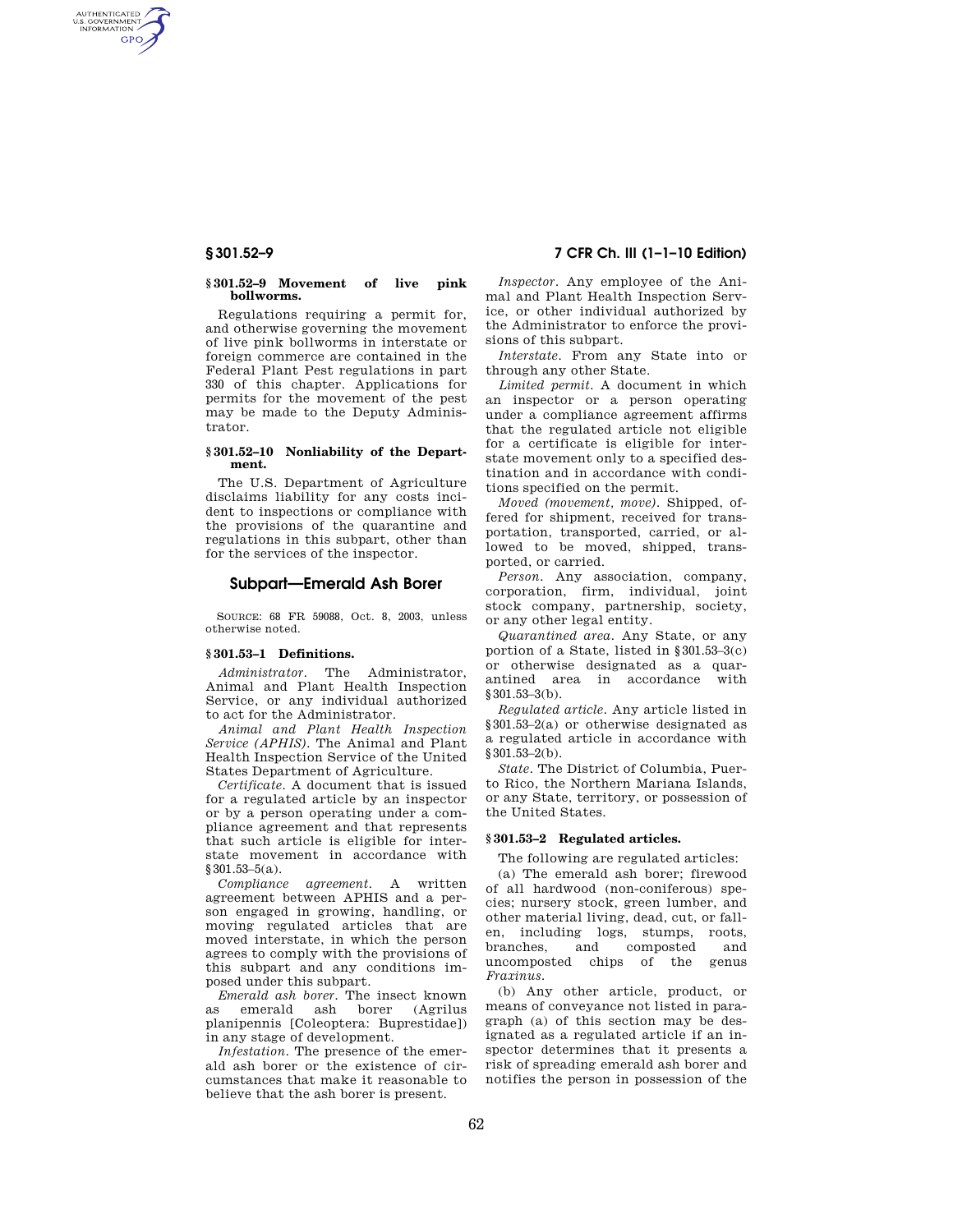### § 301.52–9 Movement of live pink bollworms.

Regulations requiring a permit for, and otherwise governing the movement of live pink bollworms in interstate or foreign commerce are contained in the Federal Plant Pest regulations in part 330 of this chapter. Applications for permits for the movement of the pest may be made to the Deputy Administrator.

### § 301.52–10 Nonliability of the Department.

The U.S. Department of Agriculture disclaims liability for any costs incident to inspections or compliance with the provisions of the quarantine and regulations in this subpart, other than for the services of the inspector.

## Subpart—Emerald Ash Borer

SOURCE: 68 FR 59088, Oct. 8, 2003, unless otherwise noted.

### § 301.53–1 Definitions.

*Administrator.* The Administrator, Animal and Plant Health Inspection Service, or any individual authorized to act for the Administrator.

*Animal and Plant Health Inspection Service (APHIS).* The Animal and Plant Health Inspection Service of the United States Department of Agriculture.

*Certificate.* A document that is issued for a regulated article by an inspector or by a person operating under a compliance agreement and that represents that such article is eligible for interstate movement in accordance with § 301.53–5(a).

*Compliance agreement.* A written agreement between APHIS and a person engaged in growing, handling, or moving regulated articles that are moved interstate, in which the person agrees to comply with the provisions of this subpart and any conditions imposed under this subpart.

*Emerald ash borer.* The insect known as emerald ash borer (Agrilus planipennis [Coleoptera: Buprestidae]) in any stage of development.

*Infestation.* The presence of the emerald ash borer or the existence of circumstances that make it reasonable to believe that the ash borer is present.

*Inspector.* Any employee of the Animal and Plant Health Inspection Service, or other individual authorized by the Administrator to enforce the provisions of this subpart.

*Interstate.* From any State into or through any other State.

*Limited permit.* A document in which an inspector or a person operating under a compliance agreement affirms that the regulated article not eligible for a certificate is eligible for interstate movement only to a specified destination and in accordance with conditions specified on the permit.

*Moved (movement, move).* Shipped, offered for shipment, received for transportation, transported, carried, or allowed to be moved, shipped, transported, or carried.

*Person.* Any association, company, corporation, firm, individual, joint stock company, partnership, society, or any other legal entity.

*Quarantined area.* Any State, or any portion of a State, listed in § 301.53–3(c) or otherwise designated as a quarantined area in accordance with § 301.53–3(b).

*Regulated article.* Any article listed in § 301.53–2(a) or otherwise designated as a regulated article in accordance with § 301.53–2(b).

*State.* The District of Columbia, Puerto Rico, the Northern Mariana Islands, or any State, territory, or possession of the United States.

### § 301.53–2 Regulated articles.

The following are regulated articles:

(a) The emerald ash borer; firewood of all hardwood (non-coniferous) species; nursery stock, green lumber, and other material living, dead, cut, or fallen, including logs, stumps, roots, branches, and composted and uncomposted chips of the genus *Fraxinus.*

(b) Any other article, product, or means of conveyance not listed in paragraph (a) of this section may be designated as a regulated article if an inspector determines that it presents a risk of spreading emerald ash borer and notifies the person in possession of the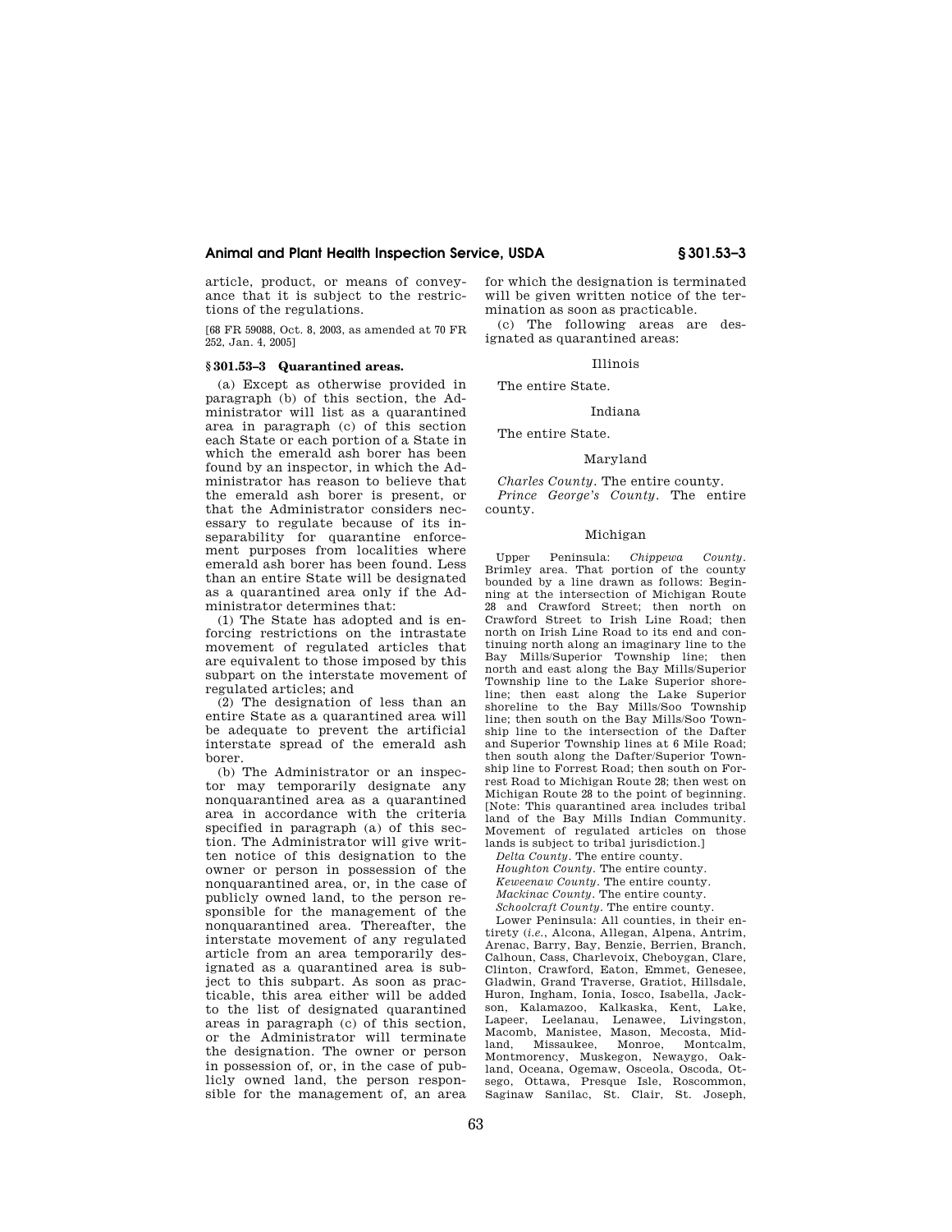article, product, or means of conveyance that it is subject to the restrictions of the regulations.

[68 FR 59088, Oct. 8, 2003, as amended at 70 FR 252, Jan. 4, 2005]

## § 301.53–3 Quarantined areas.

(a) Except as otherwise provided in paragraph (b) of this section, the Administrator will list as a quarantined area in paragraph (c) of this section each State or each portion of a State in which the emerald ash borer has been found by an inspector, in which the Administrator has reason to believe that the emerald ash borer is present, or that the Administrator considers necessary to regulate because of its inseparability for quarantine enforcement purposes from localities where emerald ash borer has been found. Less than an entire State will be designated as a quarantined area only if the Administrator determines that:

(1) The State has adopted and is enforcing restrictions on the intrastate movement of regulated articles that are equivalent to those imposed by this subpart on the interstate movement of regulated articles; and

(2) The designation of less than an entire State as a quarantined area will be adequate to prevent the artificial interstate spread of the emerald ash borer.

(b) The Administrator or an inspector may temporarily designate any nonquarantined area as a quarantined area in accordance with the criteria specified in paragraph (a) of this section. The Administrator will give written notice of this designation to the owner or person in possession of the nonquarantined area, or, in the case of publicly owned land, to the person responsible for the management of the nonquarantined area. Thereafter, the interstate movement of any regulated article from an area temporarily designated as a quarantined area is subject to this subpart. As soon as practicable, this area either will be added to the list of designated quarantined areas in paragraph (c) of this section, or the Administrator will terminate the designation. The owner or person in possession of, or, in the case of publicly owned land, the person responsible for the management of, an area for which the designation is terminated will be given written notice of the termination as soon as practicable.

(c) The following areas are designated as quarantined areas:

Illinois

The entire State.

Indiana

The entire State.

Maryland

*Charles County*. The entire county.

*Prince George's County*. The entire county.

Michigan

Upper Peninsula: *Chippewa County*. Brimley area. That portion of the county bounded by a line drawn as follows: Beginning at the intersection of Michigan Route 28 and Crawford Street; then north on Crawford Street to Irish Line Road; then north on Irish Line Road to its end and continuing north along an imaginary line to the Bay Mills/Superior Township line; then north and east along the Bay Mills/Superior Township line to the Lake Superior shoreline; then east along the Lake Superior shoreline to the Bay Mills/Soo Township line; then south on the Bay Mills/Soo Township line to the intersection of the Dafter and Superior Township lines at 6 Mile Road; then south along the Dafter/Superior Township line to Forrest Road; then south on Forrest Road to Michigan Route 28; then west on Michigan Route 28 to the point of beginning. [Note: This quarantined area includes tribal land of the Bay Mills Indian Community. Movement of regulated articles on those lands is subject to tribal jurisdiction.]

*Delta County*. The entire county.

*Houghton County*. The entire county.

*Keweenaw County*. The entire county.

*Mackinac County*. The entire county.

*Schoolcraft County*. The entire county.

Lower Peninsula: All counties, in their entirety (*i.e.*, Alcona, Allegan, Alpena, Antrim, Arenac, Barry, Bay, Benzie, Berrien, Branch, Calhoun, Cass, Charlevoix, Cheboygan, Clare, Clinton, Crawford, Eaton, Emmet, Genesee, Gladwin, Grand Traverse, Gratiot, Hillsdale, Huron, Ingham, Ionia, Iosco, Isabella, Jackson, Kalamazoo, Kalkaska, Kent, Lake, Lapeer, Leelanau, Lenawee, Livingston, Macomb, Manistee, Mason, Mecosta, Midland, Missaukee, Monroe, Montcalm, Montmorency, Muskegon, Newaygo, Oakland, Oceana, Ogemaw, Osceola, Oscoda, Otsego, Ottawa, Presque Isle, Roscommon, Saginaw Sanilac, St. Clair, St. Joseph,